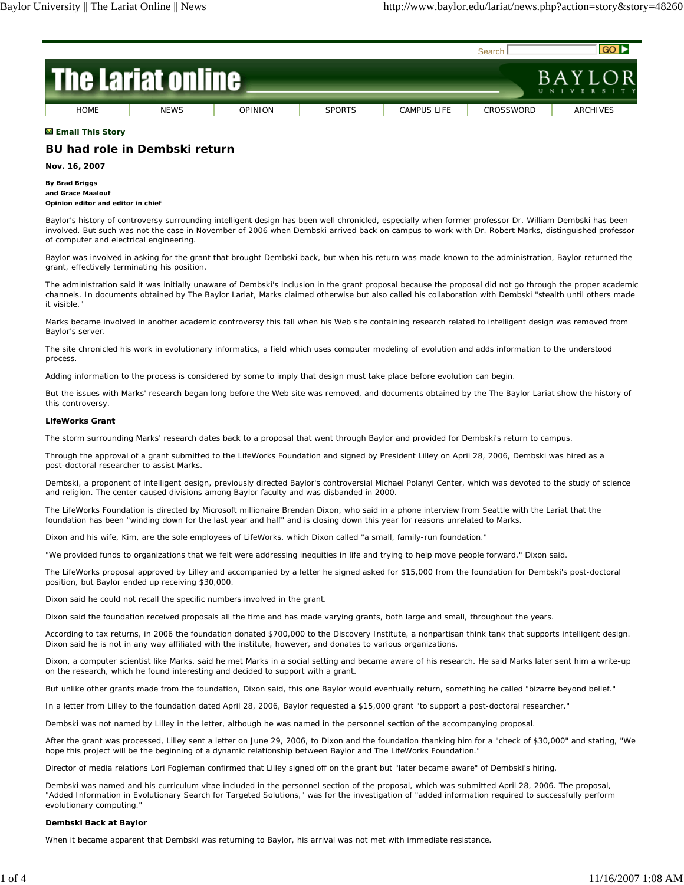# BU had role in Dembski return

**Nov. 16, 2007**

**By Brad Briggs**
**and Grace Maalouf**
**Opinion editor and editor in chief**

Baylor's history of controversy surrounding intelligent design has been well chronicled, especially when former professor Dr. William Dembski has been involved. But such was not the case in November of 2006 when Dembski arrived back on campus to work with Dr. Robert Marks, distinguished professor of computer and electrical engineering.

Baylor was involved in asking for the grant that brought Dembski back, but when his return was made known to the administration, Baylor returned the grant, effectively terminating his position.

The administration said it was initially unaware of Dembski's inclusion in the grant proposal because the proposal did not go through the proper academic channels. In documents obtained by The Baylor Lariat, Marks claimed otherwise but also called his collaboration with Dembski "stealth until others made it visible."

Marks became involved in another academic controversy this fall when his Web site containing research related to intelligent design was removed from Baylor's server.

The site chronicled his work in evolutionary informatics, a field which uses computer modeling of evolution and adds information to the understood process.

Adding information to the process is considered by some to imply that design must take place before evolution can begin.

But the issues with Marks' research began long before the Web site was removed, and documents obtained by the The Baylor Lariat show the history of this controversy.

**LifeWorks Grant**

The storm surrounding Marks' research dates back to a proposal that went through Baylor and provided for Dembski's return to campus.

Through the approval of a grant submitted to the LifeWorks Foundation and signed by President Lilley on April 28, 2006, Dembski was hired as a post-doctoral researcher to assist Marks.

Dembski, a proponent of intelligent design, previously directed Baylor's controversial Michael Polanyi Center, which was devoted to the study of science and religion. The center caused divisions among Baylor faculty and was disbanded in 2000.

The LifeWorks Foundation is directed by Microsoft millionaire Brendan Dixon, who said in a phone interview from Seattle with the Lariat that the foundation has been "winding down for the last year and half" and is closing down this year for reasons unrelated to Marks.

Dixon and his wife, Kim, are the sole employees of LifeWorks, which Dixon called "a small, family-run foundation."

"We provided funds to organizations that we felt were addressing inequities in life and trying to help move people forward," Dixon said.

The LifeWorks proposal approved by Lilley and accompanied by a letter he signed asked for $15,000 from the foundation for Dembski's post-doctoral position, but Baylor ended up receiving $30,000.

Dixon said he could not recall the specific numbers involved in the grant.

Dixon said the foundation received proposals all the time and has made varying grants, both large and small, throughout the years.

According to tax returns, in 2006 the foundation donated $700,000 to the Discovery Institute, a nonpartisan think tank that supports intelligent design. Dixon said he is not in any way affiliated with the institute, however, and donates to various organizations.

Dixon, a computer scientist like Marks, said he met Marks in a social setting and became aware of his research. He said Marks later sent him a write-up on the research, which he found interesting and decided to support with a grant.

But unlike other grants made from the foundation, Dixon said, this one Baylor would eventually return, something he called "bizarre beyond belief."

In a letter from Lilley to the foundation dated April 28, 2006, Baylor requested a $15,000 grant "to support a post-doctoral researcher."

Dembski was not named by Lilley in the letter, although he was named in the personnel section of the accompanying proposal.

After the grant was processed, Lilley sent a letter on June 29, 2006, to Dixon and the foundation thanking him for a "check of $30,000" and stating, "We hope this project will be the beginning of a dynamic relationship between Baylor and The LifeWorks Foundation."

Director of media relations Lori Fogleman confirmed that Lilley signed off on the grant but "later became aware" of Dembski's hiring.

Dembski was named and his curriculum vitae included in the personnel section of the proposal, which was submitted April 28, 2006. The proposal, "Added Information in Evolutionary Search for Targeted Solutions," was for the investigation of "added information required to successfully perform evolutionary computing."

**Dembski Back at Baylor**

When it became apparent that Dembski was returning to Baylor, his arrival was not met with immediate resistance.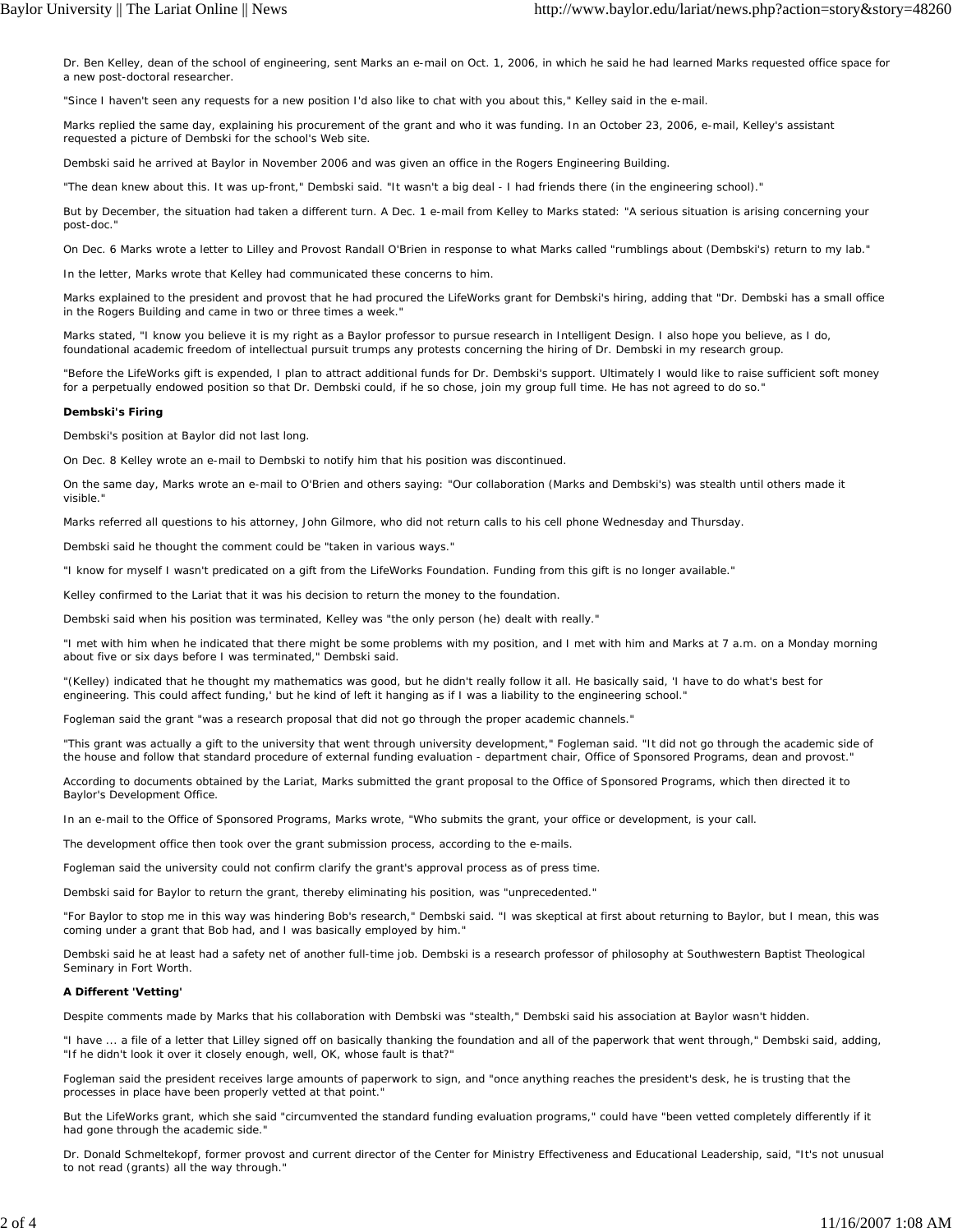Dr. Ben Kelley, dean of the school of engineering, sent Marks an e-mail on Oct. 1, 2006, in which he said he had learned Marks requested office space for a new post-doctoral researcher.

"Since I haven't seen any requests for a new position I'd also like to chat with you about this," Kelley said in the e-mail.

Marks replied the same day, explaining his procurement of the grant and who it was funding. In an October 23, 2006, e-mail, Kelley's assistant requested a picture of Dembski for the school's Web site.

Dembski said he arrived at Baylor in November 2006 and was given an office in the Rogers Engineering Building.

"The dean knew about this. It was up-front," Dembski said. "It wasn't a big deal - I had friends there (in the engineering school)."

But by December, the situation had taken a different turn. A Dec. 1 e-mail from Kelley to Marks stated: "A serious situation is arising concerning your post-doc."

On Dec. 6 Marks wrote a letter to Lilley and Provost Randall O'Brien in response to what Marks called "rumblings about (Dembski's) return to my lab."

In the letter, Marks wrote that Kelley had communicated these concerns to him.

Marks explained to the president and provost that he had procured the LifeWorks grant for Dembski's hiring, adding that "Dr. Dembski has a small office in the Rogers Building and came in two or three times a week."

Marks stated, "I know you believe it is my right as a Baylor professor to pursue research in Intelligent Design. I also hope you believe, as I do, foundational academic freedom of intellectual pursuit trumps any protests concerning the hiring of Dr. Dembski in my research group.

"Before the LifeWorks gift is expended, I plan to attract additional funds for Dr. Dembski's support. Ultimately I would like to raise sufficient soft money for a perpetually endowed position so that Dr. Dembski could, if he so chose, join my group full time. He has not agreed to do so."

**Dembski's Firing**

Dembski's position at Baylor did not last long.

On Dec. 8 Kelley wrote an e-mail to Dembski to notify him that his position was discontinued.

On the same day, Marks wrote an e-mail to O'Brien and others saying: "Our collaboration (Marks and Dembski's) was stealth until others made it visible."

Marks referred all questions to his attorney, John Gilmore, who did not return calls to his cell phone Wednesday and Thursday.

Dembski said he thought the comment could be "taken in various ways."

"I know for myself I wasn't predicated on a gift from the LifeWorks Foundation. Funding from this gift is no longer available."

Kelley confirmed to the Lariat that it was his decision to return the money to the foundation.

Dembski said when his position was terminated, Kelley was "the only person (he) dealt with really."

"I met with him when he indicated that there might be some problems with my position, and I met with him and Marks at 7 a.m. on a Monday morning about five or six days before I was terminated," Dembski said.

"(Kelley) indicated that he thought my mathematics was good, but he didn't really follow it all. He basically said, 'I have to do what's best for engineering. This could affect funding,' but he kind of left it hanging as if I was a liability to the engineering school."

Fogleman said the grant "was a research proposal that did not go through the proper academic channels."

"This grant was actually a gift to the university that went through university development," Fogleman said. "It did not go through the academic side of the house and follow that standard procedure of external funding evaluation - department chair, Office of Sponsored Programs, dean and provost."

According to documents obtained by the Lariat, Marks submitted the grant proposal to the Office of Sponsored Programs, which then directed it to Baylor's Development Office.

In an e-mail to the Office of Sponsored Programs, Marks wrote, "Who submits the grant, your office or development, is your call.

The development office then took over the grant submission process, according to the e-mails.

Fogleman said the university could not confirm clarify the grant's approval process as of press time.

Dembski said for Baylor to return the grant, thereby eliminating his position, was "unprecedented."

"For Baylor to stop me in this way was hindering Bob's research," Dembski said. "I was skeptical at first about returning to Baylor, but I mean, this was coming under a grant that Bob had, and I was basically employed by him."

Dembski said he at least had a safety net of another full-time job. Dembski is a research professor of philosophy at Southwestern Baptist Theological Seminary in Fort Worth.

**A Different 'Vetting'**

Despite comments made by Marks that his collaboration with Dembski was "stealth," Dembski said his association at Baylor wasn't hidden.

"I have ... a file of a letter that Lilley signed off on basically thanking the foundation and all of the paperwork that went through," Dembski said, adding, "If he didn't look it over it closely enough, well, OK, whose fault is that?"

Fogleman said the president receives large amounts of paperwork to sign, and "once anything reaches the president's desk, he is trusting that the processes in place have been properly vetted at that point."

But the LifeWorks grant, which she said "circumvented the standard funding evaluation programs," could have "been vetted completely differently if it had gone through the academic side."

Dr. Donald Schmeltekopf, former provost and current director of the Center for Ministry Effectiveness and Educational Leadership, said, "It's not unusual to not read (grants) all the way through."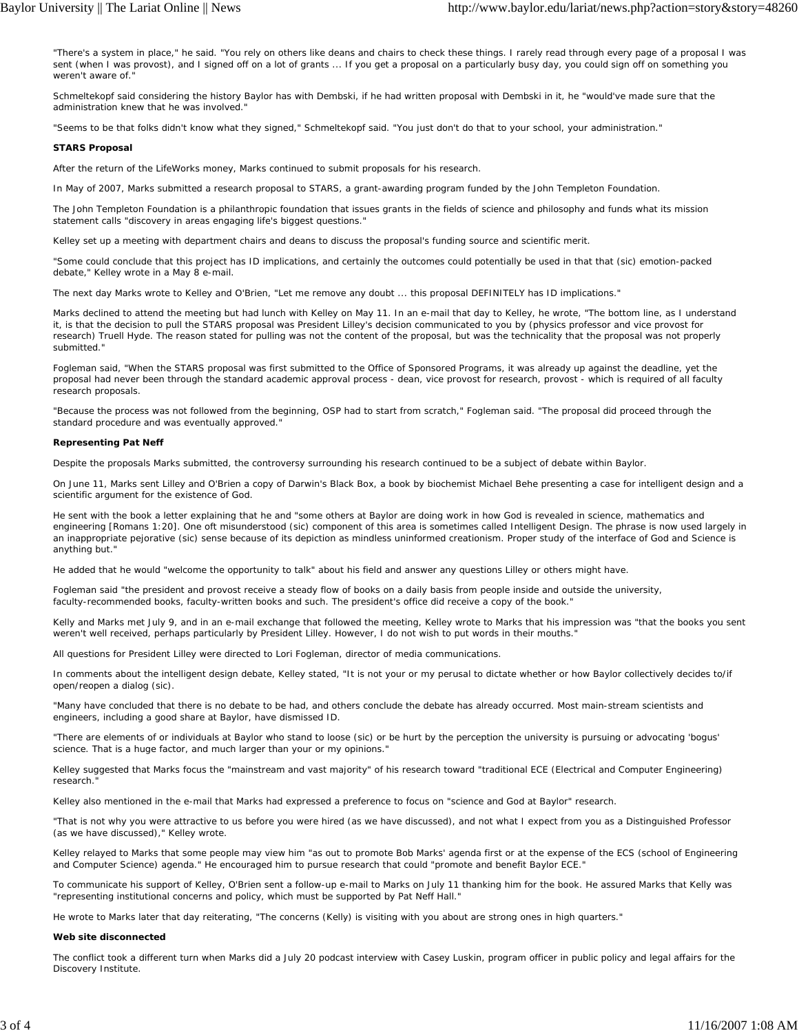"There's a system in place," he said. "You rely on others like deans and chairs to check these things. I rarely read through every page of a proposal I was sent (when I was provost), and I signed off on a lot of grants ... If you get a proposal on a particularly busy day, you could sign off on something you weren't aware of."

Schmeltekopf said considering the history Baylor has with Dembski, if he had written proposal with Dembski in it, he "would've made sure that the administration knew that he was involved."

"Seems to be that folks didn't know what they signed," Schmeltekopf said. "You just don't do that to your school, your administration."

**STARS Proposal**

After the return of the LifeWorks money, Marks continued to submit proposals for his research.

In May of 2007, Marks submitted a research proposal to STARS, a grant-awarding program funded by the John Templeton Foundation.

The John Templeton Foundation is a philanthropic foundation that issues grants in the fields of science and philosophy and funds what its mission statement calls "discovery in areas engaging life's biggest questions."

Kelley set up a meeting with department chairs and deans to discuss the proposal's funding source and scientific merit.

"Some could conclude that this project has ID implications, and certainly the outcomes could potentially be used in that that (sic) emotion-packed debate," Kelley wrote in a May 8 e-mail.

The next day Marks wrote to Kelley and O'Brien, "Let me remove any doubt ... this proposal DEFINITELY has ID implications."

Marks declined to attend the meeting but had lunch with Kelley on May 11. In an e-mail that day to Kelley, he wrote, "The bottom line, as I understand it, is that the decision to pull the STARS proposal was President Lilley's decision communicated to you by (physics professor and vice provost for research) Truell Hyde. The reason stated for pulling was not the content of the proposal, but was the technicality that the proposal was not properly submitted."

Fogleman said, "When the STARS proposal was first submitted to the Office of Sponsored Programs, it was already up against the deadline, yet the proposal had never been through the standard academic approval process - dean, vice provost for research, provost - which is required of all faculty research proposals.

"Because the process was not followed from the beginning, OSP had to start from scratch," Fogleman said. "The proposal did proceed through the standard procedure and was eventually approved."

**Representing Pat Neff**

Despite the proposals Marks submitted, the controversy surrounding his research continued to be a subject of debate within Baylor.

On June 11, Marks sent Lilley and O'Brien a copy of Darwin's Black Box, a book by biochemist Michael Behe presenting a case for intelligent design and a scientific argument for the existence of God.

He sent with the book a letter explaining that he and "some others at Baylor are doing work in how God is revealed in science, mathematics and engineering [Romans 1:20]. One oft misunderstood (sic) component of this area is sometimes called Intelligent Design. The phrase is now used largely in an inappropriate pejorative (sic) sense because of its depiction as mindless uninformed creationism. Proper study of the interface of God and Science is anything but."

He added that he would "welcome the opportunity to talk" about his field and answer any questions Lilley or others might have.

Fogleman said "the president and provost receive a steady flow of books on a daily basis from people inside and outside the university, faculty-recommended books, faculty-written books and such. The president's office did receive a copy of the book."

Kelly and Marks met July 9, and in an e-mail exchange that followed the meeting, Kelley wrote to Marks that his impression was "that the books you sent weren't well received, perhaps particularly by President Lilley. However, I do not wish to put words in their mouths."

All questions for President Lilley were directed to Lori Fogleman, director of media communications.

In comments about the intelligent design debate, Kelley stated, "It is not your or my perusal to dictate whether or how Baylor collectively decides to/if open/reopen a dialog (sic).

"Many have concluded that there is no debate to be had, and others conclude the debate has already occurred. Most main-stream scientists and engineers, including a good share at Baylor, have dismissed ID.

"There are elements of or individuals at Baylor who stand to loose (sic) or be hurt by the perception the university is pursuing or advocating 'bogus' science. That is a huge factor, and much larger than your or my opinions."

Kelley suggested that Marks focus the "mainstream and vast majority" of his research toward "traditional ECE (Electrical and Computer Engineering) research."

Kelley also mentioned in the e-mail that Marks had expressed a preference to focus on "science and God at Baylor" research.

"That is not why you were attractive to us before you were hired (as we have discussed), and not what I expect from you as a Distinguished Professor (as we have discussed)," Kelley wrote.

Kelley relayed to Marks that some people may view him "as out to promote Bob Marks' agenda first or at the expense of the ECS (school of Engineering and Computer Science) agenda." He encouraged him to pursue research that could "promote and benefit Baylor ECE."

To communicate his support of Kelley, O'Brien sent a follow-up e-mail to Marks on July 11 thanking him for the book. He assured Marks that Kelly was "representing institutional concerns and policy, which must be supported by Pat Neff Hall."

He wrote to Marks later that day reiterating, "The concerns (Kelly) is visiting with you about are strong ones in high quarters."

**Web site disconnected**

The conflict took a different turn when Marks did a July 20 podcast interview with Casey Luskin, program officer in public policy and legal affairs for the Discovery Institute.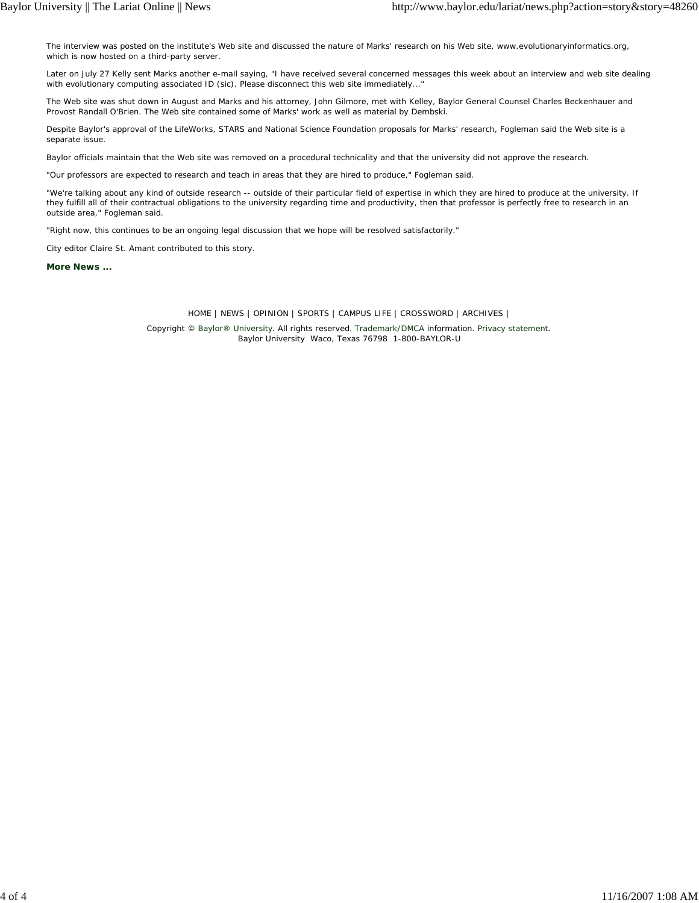The interview was posted on the institute's Web site and discussed the nature of Marks' research on his Web site, www.evolutionaryinformatics.org, which is now hosted on a third-party server.

Later on July 27 Kelly sent Marks another e-mail saying, "I have received several concerned messages this week about an interview and web site dealing with evolutionary computing associated ID (sic). Please disconnect this web site immediately..."

The Web site was shut down in August and Marks and his attorney, John Gilmore, met with Kelley, Baylor General Counsel Charles Beckenhauer and Provost Randall O'Brien. The Web site contained some of Marks' work as well as material by Dembski.

Despite Baylor's approval of the LifeWorks, STARS and National Science Foundation proposals for Marks' research, Fogleman said the Web site is a separate issue.

Baylor officials maintain that the Web site was removed on a procedural technicality and that the university did not approve the research.

"Our professors are expected to research and teach in areas that they are hired to produce," Fogleman said.

"We're talking about any kind of outside research -- outside of their particular field of expertise in which they are hired to produce at the university. If they fulfill all of their contractual obligations to the university regarding time and productivity, then that professor is perfectly free to research in an outside area," Fogleman said.

"Right now, this continues to be an ongoing legal discussion that we hope will be resolved satisfactorily."

City editor Claire St. Amant contributed to this story.

**More News ...**

HOME | NEWS | OPINION | SPORTS | CAMPUS LIFE | CROSSWORD | ARCHIVES |

Copyright © Baylor® University. All rights reserved. Trademark/DMCA information. Privacy statement.
Baylor University Waco, Texas 76798 1-800-BAYLOR-U